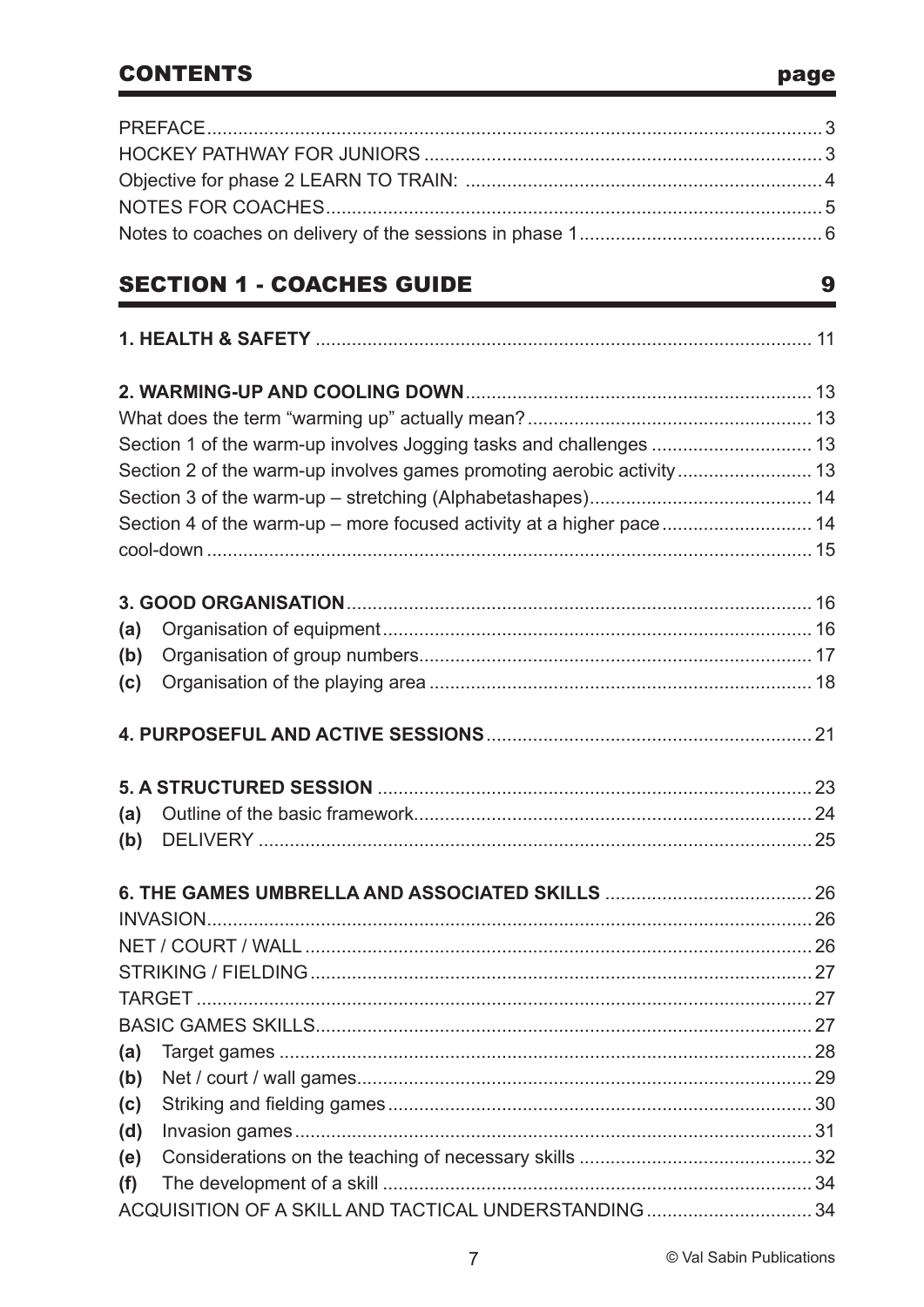# CONTENTS

| | page |
|---|---|
| PREFACE | 3 |
| HOCKEY PATHWAY FOR JUNIORS | 3 |
| Objective for phase 2 LEARN TO TRAIN: | 4 |
| NOTES FOR COACHES | 5 |
| Notes to coaches on delivery of the sessions in phase 1 | 6 |

## SECTION 1 - COACHES GUIDE — 9

| | |
|---|---|
| **1. HEALTH & SAFETY** | 11 |
| **2. WARMING-UP AND COOLING DOWN** | 13 |
| What does the term "warming up" actually mean? | 13 |
| Section 1 of the warm-up involves Jogging tasks and challenges | 13 |
| Section 2 of the warm-up involves games promoting aerobic activity | 13 |
| Section 3 of the warm-up – stretching (Alphabetashapes) | 14 |
| Section 4 of the warm-up – more focused activity at a higher pace | 14 |
| cool-down | 15 |
| **3. GOOD ORGANISATION** | 16 |
| **(a)** Organisation of equipment | 16 |
| **(b)** Organisation of group numbers | 17 |
| **(c)** Organisation of the playing area | 18 |
| **4. PURPOSEFUL AND ACTIVE SESSIONS** | 21 |
| **5. A STRUCTURED SESSION** | 23 |
| **(a)** Outline of the basic framework | 24 |
| **(b)** DELIVERY | 25 |
| **6. THE GAMES UMBRELLA AND ASSOCIATED SKILLS** | 26 |
| INVASION | 26 |
| NET / COURT / WALL | 26 |
| STRIKING / FIELDING | 27 |
| TARGET | 27 |
| BASIC GAMES SKILLS | 27 |
| **(a)** Target games | 28 |
| **(b)** Net / court / wall games | 29 |
| **(c)** Striking and fielding games | 30 |
| **(d)** Invasion games | 31 |
| **(e)** Considerations on the teaching of necessary skills | 32 |
| **(f)** The development of a skill | 34 |
| ACQUISITION OF A SKILL AND TACTICAL UNDERSTANDING | 34 |

© Val Sabin Publications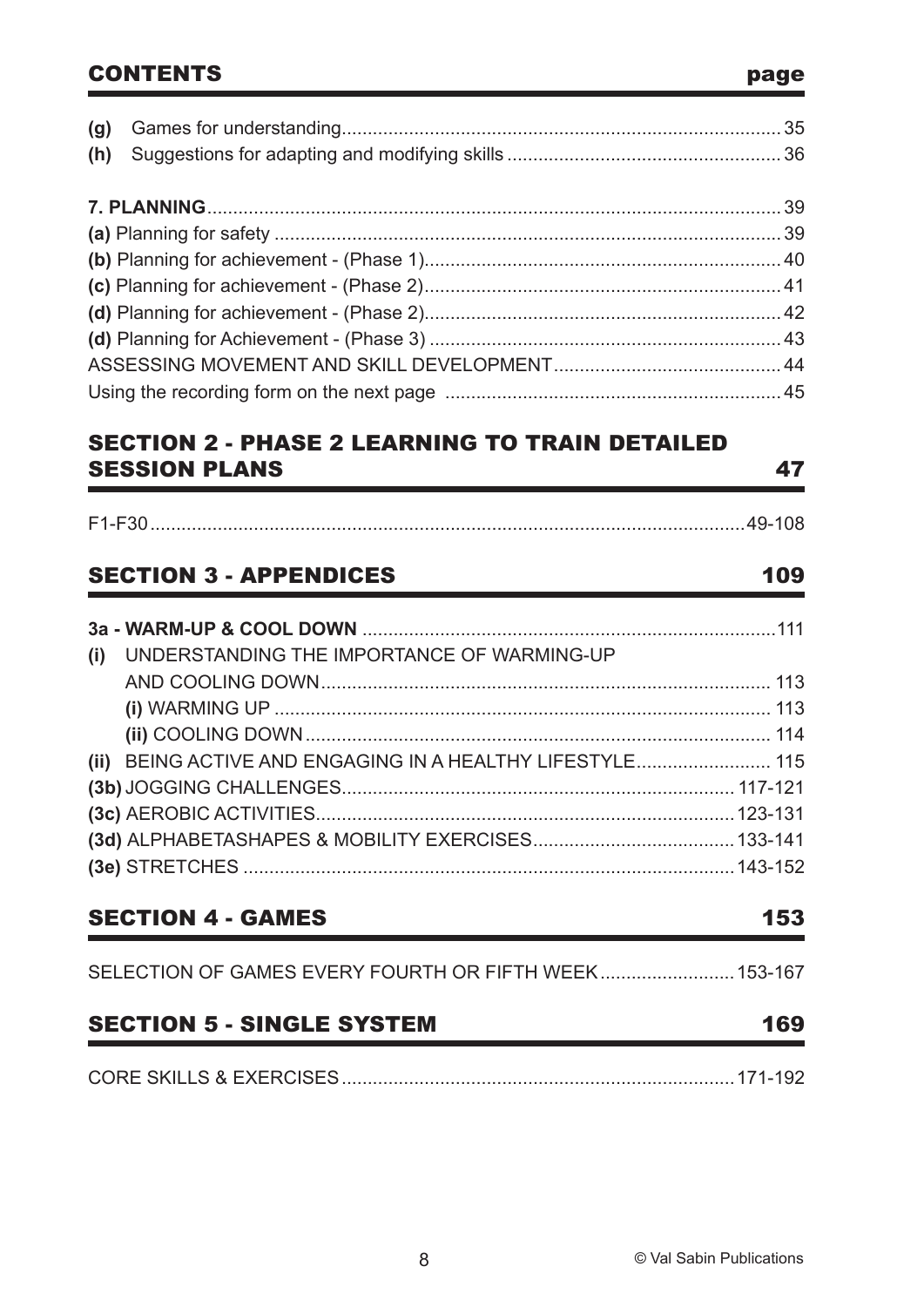## CONTENTS page

**(g)** Games for understanding .......... 35
**(h)** Suggestions for adapting and modifying skills .......... 36

**7. PLANNING** .......... 39
**(a)** Planning for safety .......... 39
**(b)** Planning for achievement - (Phase 1) .......... 40
**(c)** Planning for achievement - (Phase 2) .......... 41
**(d)** Planning for achievement - (Phase 2) .......... 42
**(d)** Planning for Achievement - (Phase 3) .......... 43
ASSESSING MOVEMENT AND SKILL DEVELOPMENT .......... 44
Using the recording form on the next page .......... 45

## SECTION 2 - PHASE 2 LEARNING TO TRAIN DETAILED SESSION PLANS 47

F1-F30 .......... 49-108

## SECTION 3 - APPENDICES 109

**3a - WARM-UP & COOL DOWN** .......... 111
**(i)** UNDERSTANDING THE IMPORTANCE OF WARMING-UP AND COOLING DOWN .......... 113
**(i)** WARMING UP .......... 113
**(ii)** COOLING DOWN .......... 114
**(ii)** BEING ACTIVE AND ENGAGING IN A HEALTHY LIFESTYLE .......... 115
**(3b)** JOGGING CHALLENGES .......... 117-121
**(3c)** AEROBIC ACTIVITIES .......... 123-131
**(3d)** ALPHABETASHAPES & MOBILITY EXERCISES .......... 133-141
**(3e)** STRETCHES .......... 143-152

## SECTION 4 - GAMES 153

SELECTION OF GAMES EVERY FOURTH OR FIFTH WEEK .......... 153-167

## SECTION 5 - SINGLE SYSTEM 169

CORE SKILLS & EXERCISES .......... 171-192

© Val Sabin Publications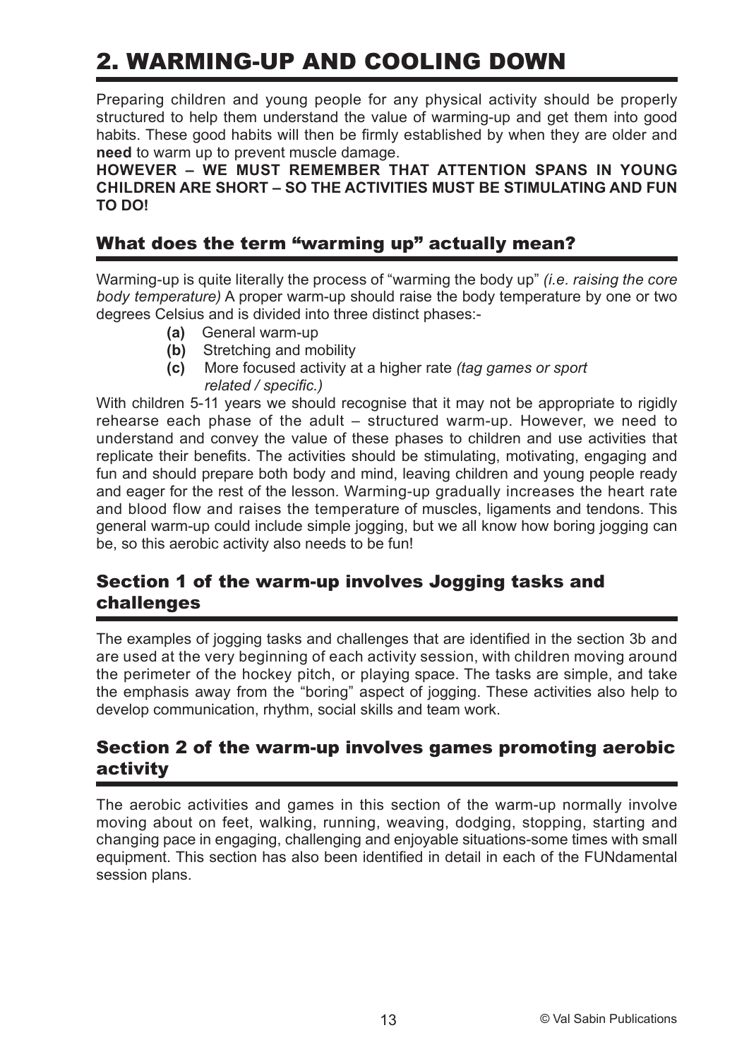# 2. WARMING-UP AND COOLING DOWN

Preparing children and young people for any physical activity should be properly structured to help them understand the value of warming-up and get them into good habits. These good habits will then be firmly established by when they are older and **need** to warm up to prevent muscle damage.

**HOWEVER – WE MUST REMEMBER THAT ATTENTION SPANS IN YOUNG CHILDREN ARE SHORT – SO THE ACTIVITIES MUST BE STIMULATING AND FUN TO DO!**

## What does the term "warming up" actually mean?

Warming-up is quite literally the process of "warming the body up" *(i.e. raising the core body temperature)* A proper warm-up should raise the body temperature by one or two degrees Celsius and is divided into three distinct phases:-

- **(a)** General warm-up
- **(b)** Stretching and mobility
- **(c)** More focused activity at a higher rate *(tag games or sport related / specific.)*

With children 5-11 years we should recognise that it may not be appropriate to rigidly rehearse each phase of the adult – structured warm-up. However, we need to understand and convey the value of these phases to children and use activities that replicate their benefits. The activities should be stimulating, motivating, engaging and fun and should prepare both body and mind, leaving children and young people ready and eager for the rest of the lesson. Warming-up gradually increases the heart rate and blood flow and raises the temperature of muscles, ligaments and tendons. This general warm-up could include simple jogging, but we all know how boring jogging can be, so this aerobic activity also needs to be fun!

## Section 1 of the warm-up involves Jogging tasks and challenges

The examples of jogging tasks and challenges that are identified in the section 3b and are used at the very beginning of each activity session, with children moving around the perimeter of the hockey pitch, or playing space. The tasks are simple, and take the emphasis away from the "boring" aspect of jogging. These activities also help to develop communication, rhythm, social skills and team work.

## Section 2 of the warm-up involves games promoting aerobic activity

The aerobic activities and games in this section of the warm-up normally involve moving about on feet, walking, running, weaving, dodging, stopping, starting and changing pace in engaging, challenging and enjoyable situations-some times with small equipment. This section has also been identified in detail in each of the FUNdamental session plans.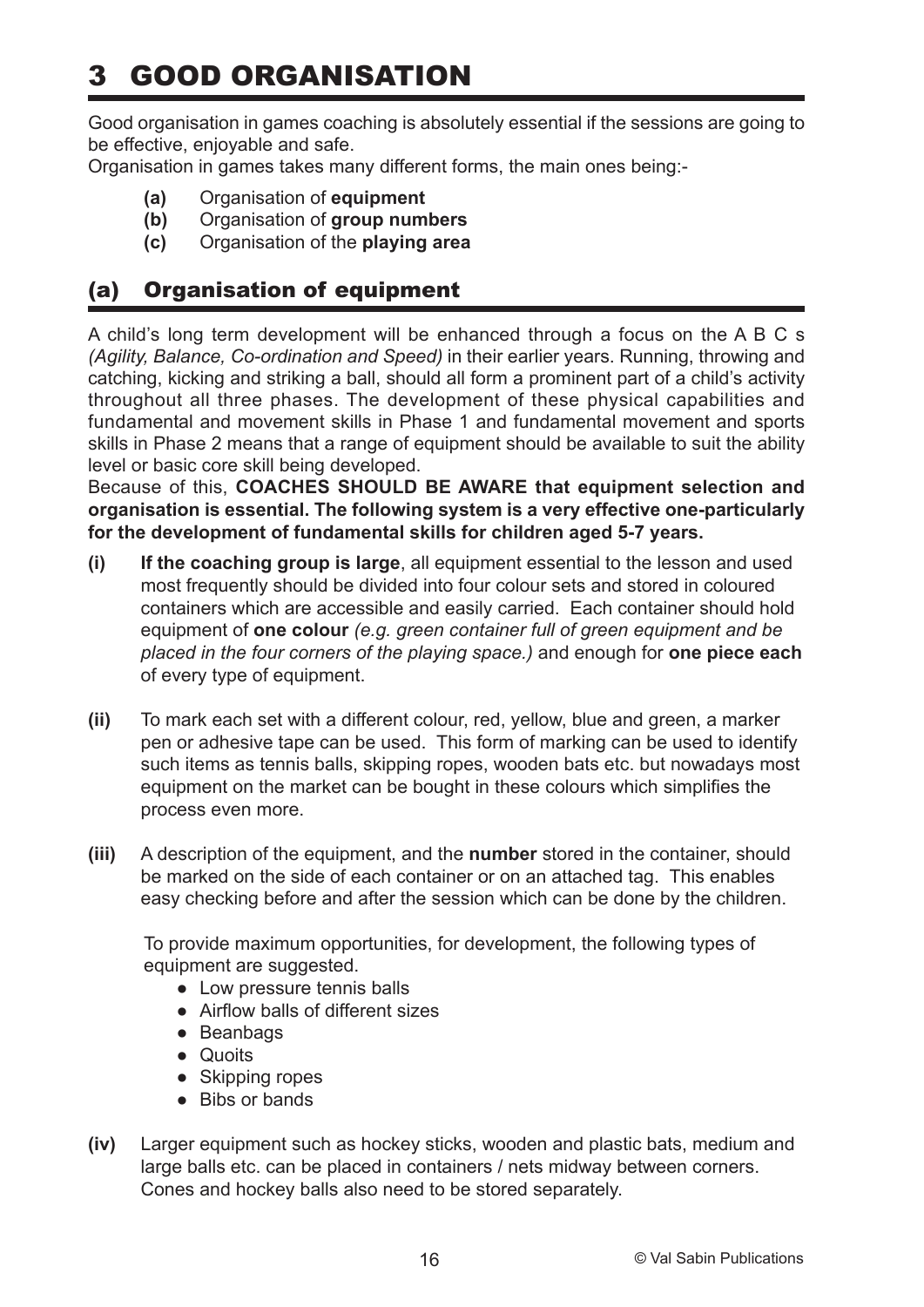# 3 GOOD ORGANISATION

Good organisation in games coaching is absolutely essential if the sessions are going to be effective, enjoyable and safe.
Organisation in games takes many different forms, the main ones being:-

- **(a)** Organisation of **equipment**
- **(b)** Organisation of **group numbers**
- **(c)** Organisation of the **playing area**

## (a) Organisation of equipment

A child's long term development will be enhanced through a focus on the A B C s *(Agility, Balance, Co-ordination and Speed)* in their earlier years. Running, throwing and catching, kicking and striking a ball, should all form a prominent part of a child's activity throughout all three phases. The development of these physical capabilities and fundamental and movement skills in Phase 1 and fundamental movement and sports skills in Phase 2 means that a range of equipment should be available to suit the ability level or basic core skill being developed.
Because of this, **COACHES SHOULD BE AWARE that equipment selection and organisation is essential. The following system is a very effective one-particularly for the development of fundamental skills for children aged 5-7 years.**

**(i)** **If the coaching group is large**, all equipment essential to the lesson and used most frequently should be divided into four colour sets and stored in coloured containers which are accessible and easily carried. Each container should hold equipment of **one colour** *(e.g. green container full of green equipment and be placed in the four corners of the playing space.)* and enough for **one piece each** of every type of equipment.

**(ii)** To mark each set with a different colour, red, yellow, blue and green, a marker pen or adhesive tape can be used. This form of marking can be used to identify such items as tennis balls, skipping ropes, wooden bats etc. but nowadays most equipment on the market can be bought in these colours which simplifies the process even more.

**(iii)** A description of the equipment, and the **number** stored in the container, should be marked on the side of each container or on an attached tag. This enables easy checking before and after the session which can be done by the children.

To provide maximum opportunities, for development, the following types of equipment are suggested.

- Low pressure tennis balls
- Airflow balls of different sizes
- Beanbags
- Quoits
- Skipping ropes
- Bibs or bands

**(iv)** Larger equipment such as hockey sticks, wooden and plastic bats, medium and large balls etc. can be placed in containers / nets midway between corners. Cones and hockey balls also need to be stored separately.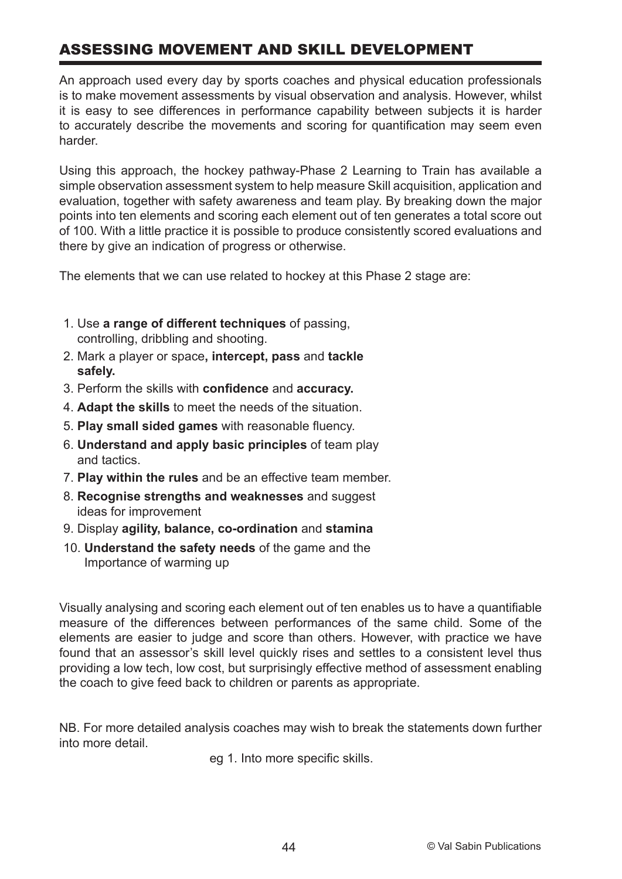## ASSESSING MOVEMENT AND SKILL DEVELOPMENT

An approach used every day by sports coaches and physical education professionals is to make movement assessments by visual observation and analysis. However, whilst it is easy to see differences in performance capability between subjects it is harder to accurately describe the movements and scoring for quantification may seem even harder.

Using this approach, the hockey pathway-Phase 2 Learning to Train has available a simple observation assessment system to help measure Skill acquisition, application and evaluation, together with safety awareness and team play. By breaking down the major points into ten elements and scoring each element out of ten generates a total score out of 100. With a little practice it is possible to produce consistently scored evaluations and there by give an indication of progress or otherwise.

The elements that we can use related to hockey at this Phase 2 stage are:

1. Use **a range of different techniques** of passing, controlling, dribbling and shooting.
2. Mark a player or space**, intercept, pass** and **tackle safely.**
3. Perform the skills with **confidence** and **accuracy.**
4. **Adapt the skills** to meet the needs of the situation.
5. **Play small sided games** with reasonable fluency.
6. **Understand and apply basic principles** of team play and tactics.
7. **Play within the rules** and be an effective team member.
8. **Recognise strengths and weaknesses** and suggest ideas for improvement
9. Display **agility, balance, co-ordination** and **stamina**
10. **Understand the safety needs** of the game and the Importance of warming up

Visually analysing and scoring each element out of ten enables us to have a quantifiable measure of the differences between performances of the same child. Some of the elements are easier to judge and score than others. However, with practice we have found that an assessor's skill level quickly rises and settles to a consistent level thus providing a low tech, low cost, but surprisingly effective method of assessment enabling the coach to give feed back to children or parents as appropriate.

NB. For more detailed analysis coaches may wish to break the statements down further into more detail.

eg 1. Into more specific skills.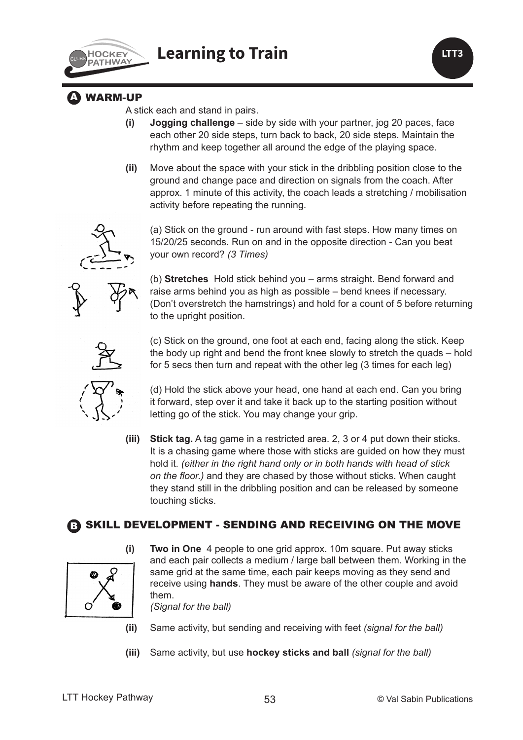# Learning to Train

LTT3

## A WARM-UP

A stick each and stand in pairs.

**(i)** **Jogging challenge** – side by side with your partner, jog 20 paces, face each other 20 side steps, turn back to back, 20 side steps. Maintain the rhythm and keep together all around the edge of the playing space.

**(ii)** Move about the space with your stick in the dribbling position close to the ground and change pace and direction on signals from the coach. After approx. 1 minute of this activity, the coach leads a stretching / mobilisation activity before repeating the running.

(a) Stick on the ground - run around with fast steps. How many times on 15/20/25 seconds. Run on and in the opposite direction - Can you beat your own record? *(3 Times)*

(b) **Stretches** Hold stick behind you – arms straight. Bend forward and raise arms behind you as high as possible – bend knees if necessary. (Don't overstretch the hamstrings) and hold for a count of 5 before returning to the upright position.

(c) Stick on the ground, one foot at each end, facing along the stick. Keep the body up right and bend the front knee slowly to stretch the quads – hold for 5 secs then turn and repeat with the other leg (3 times for each leg)

(d) Hold the stick above your head, one hand at each end. Can you bring it forward, step over it and take it back up to the starting position without letting go of the stick. You may change your grip.

**(iii)** **Stick tag.** A tag game in a restricted area. 2, 3 or 4 put down their sticks. It is a chasing game where those with sticks are guided on how they must hold it. *(either in the right hand only or in both hands with head of stick on the floor.)* and they are chased by those without sticks. When caught they stand still in the dribbling position and can be released by someone touching sticks.

## B SKILL DEVELOPMENT - SENDING AND RECEIVING ON THE MOVE

**(i)** **Two in One** 4 people to one grid approx. 10m square. Put away sticks and each pair collects a medium / large ball between them. Working in the same grid at the same time, each pair keeps moving as they send and receive using **hands**. They must be aware of the other couple and avoid them.
*(Signal for the ball)*

**(ii)** Same activity, but sending and receiving with feet *(signal for the ball)*

**(iii)** Same activity, but use **hockey sticks and ball** *(signal for the ball)*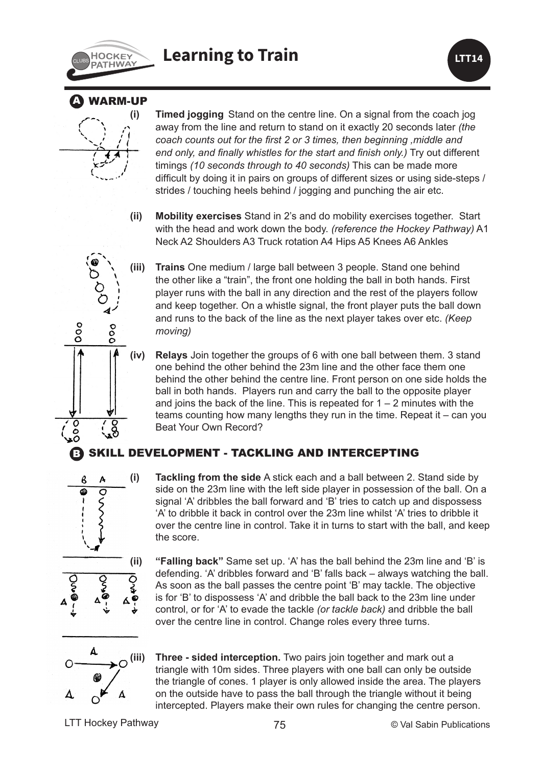# Learning to Train

LTT14

## A WARM-UP

**(i)** **Timed jogging** Stand on the centre line. On a signal from the coach jog away from the line and return to stand on it exactly 20 seconds later *(the coach counts out for the first 2 or 3 times, then beginning ,middle and end only, and finally whistles for the start and finish only.)* Try out different timings *(10 seconds through to 40 seconds)* This can be made more difficult by doing it in pairs on groups of different sizes or using side-steps / strides / touching heels behind / jogging and punching the air etc.

**(ii)** **Mobility exercises** Stand in 2's and do mobility exercises together. Start with the head and work down the body. *(reference the Hockey Pathway)* A1 Neck A2 Shoulders A3 Truck rotation A4 Hips A5 Knees A6 Ankles

**(iii)** **Trains** One medium / large ball between 3 people. Stand one behind the other like a "train", the front one holding the ball in both hands. First player runs with the ball in any direction and the rest of the players follow and keep together. On a whistle signal, the front player puts the ball down and runs to the back of the line as the next player takes over etc. *(Keep moving)*

**(iv)** **Relays** Join together the groups of 6 with one ball between them. 3 stand one behind the other behind the 23m line and the other face them one behind the other behind the centre line. Front person on one side holds the ball in both hands. Players run and carry the ball to the opposite player and joins the back of the line. This is repeated for 1 – 2 minutes with the teams counting how many lengths they run in the time. Repeat it – can you Beat Your Own Record?

## B SKILL DEVELOPMENT - TACKLING AND INTERCEPTING

**(i)** **Tackling from the side** A stick each and a ball between 2. Stand side by side on the 23m line with the left side player in possession of the ball. On a signal 'A' dribbles the ball forward and 'B' tries to catch up and dispossess 'A' to dribble it back in control over the 23m line whilst 'A' tries to dribble it over the centre line in control. Take it in turns to start with the ball, and keep the score.

**(ii)** **"Falling back"** Same set up. 'A' has the ball behind the 23m line and 'B' is defending. 'A' dribbles forward and 'B' falls back – always watching the ball. As soon as the ball passes the centre point 'B' may tackle. The objective is for 'B' to dispossess 'A' and dribble the ball back to the 23m line under control, or for 'A' to evade the tackle *(or tackle back)* and dribble the ball over the centre line in control. Change roles every three turns.

**(iii)** **Three - sided interception.** Two pairs join together and mark out a triangle with 10m sides. Three players with one ball can only be outside the triangle of cones. 1 player is only allowed inside the area. The players on the outside have to pass the ball through the triangle without it being intercepted. Players make their own rules for changing the centre person.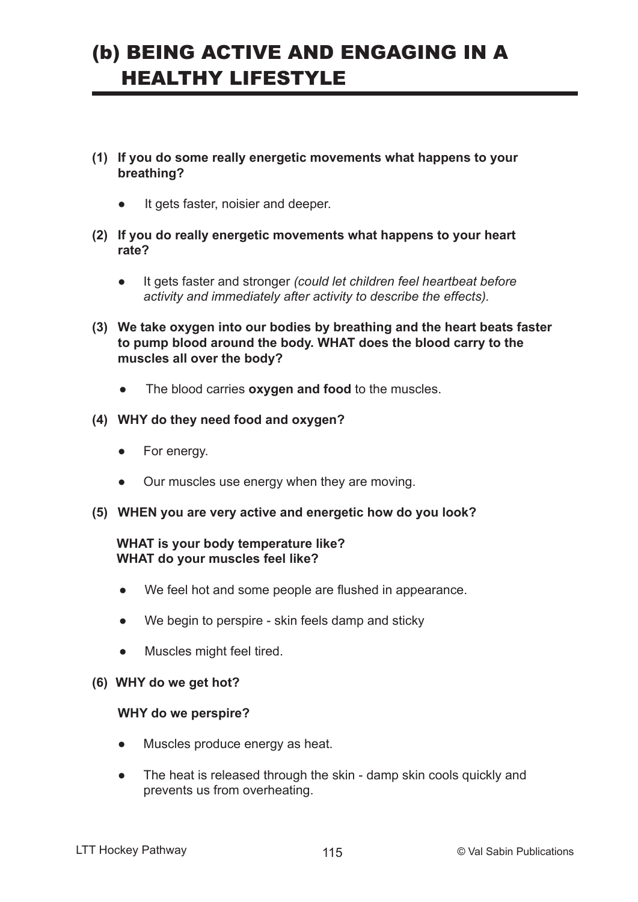# (b) BEING ACTIVE AND ENGAGING IN A HEALTHY LIFESTYLE

**(1) If you do some really energetic movements what happens to your breathing?**

- It gets faster, noisier and deeper.

**(2) If you do really energetic movements what happens to your heart rate?**

- It gets faster and stronger *(could let children feel heartbeat before activity and immediately after activity to describe the effects).*

**(3) We take oxygen into our bodies by breathing and the heart beats faster to pump blood around the body. WHAT does the blood carry to the muscles all over the body?**

- The blood carries **oxygen and food** to the muscles.

**(4) WHY do they need food and oxygen?**

- For energy.
- Our muscles use energy when they are moving.

**(5) WHEN you are very active and energetic how do you look?**

**WHAT is your body temperature like?**
**WHAT do your muscles feel like?**

- We feel hot and some people are flushed in appearance.
- We begin to perspire - skin feels damp and sticky
- Muscles might feel tired.

**(6) WHY do we get hot?**

**WHY do we perspire?**

- Muscles produce energy as heat.
- The heat is released through the skin - damp skin cools quickly and prevents us from overheating.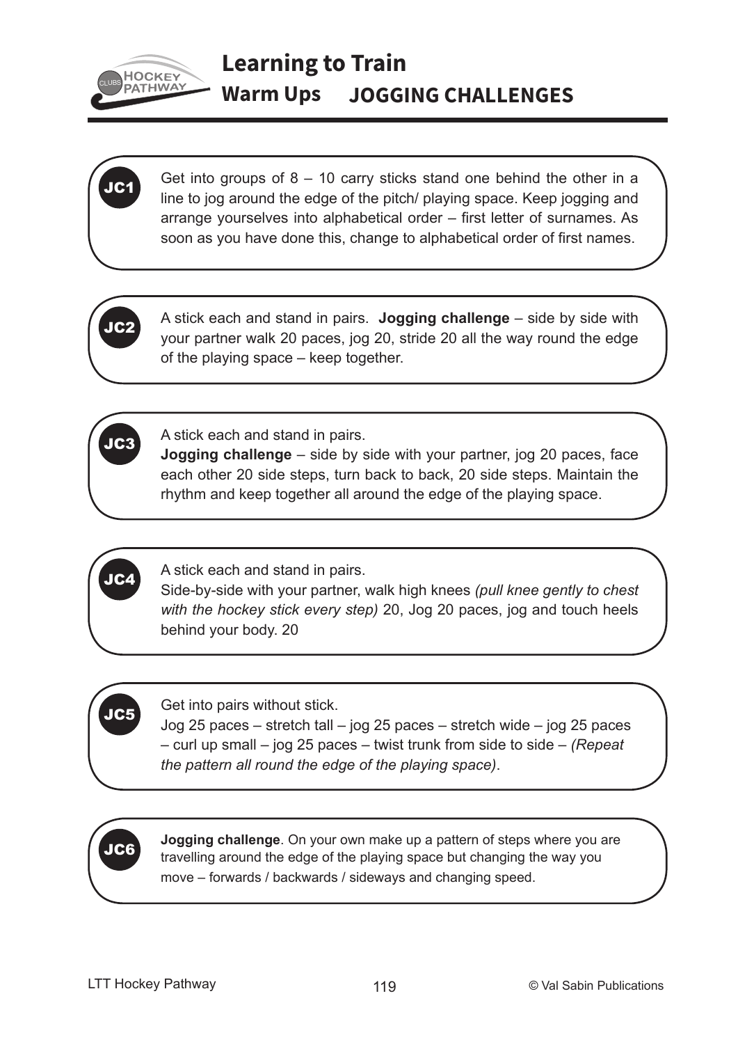# Learning to Train

## Warm Ups JOGGING CHALLENGES

**JC1**

Get into groups of 8 – 10 carry sticks stand one behind the other in a line to jog around the edge of the pitch/ playing space. Keep jogging and arrange yourselves into alphabetical order – first letter of surnames. As soon as you have done this, change to alphabetical order of first names.

**JC2**

A stick each and stand in pairs. **Jogging challenge** – side by side with your partner walk 20 paces, jog 20, stride 20 all the way round the edge of the playing space – keep together.

**JC3**

A stick each and stand in pairs.
**Jogging challenge** – side by side with your partner, jog 20 paces, face each other 20 side steps, turn back to back, 20 side steps. Maintain the rhythm and keep together all around the edge of the playing space.

**JC4**

A stick each and stand in pairs.
Side-by-side with your partner, walk high knees *(pull knee gently to chest with the hockey stick every step)* 20, Jog 20 paces, jog and touch heels behind your body. 20

**JC5**

Get into pairs without stick.
Jog 25 paces – stretch tall – jog 25 paces – stretch wide – jog 25 paces – curl up small – jog 25 paces – twist trunk from side to side – *(Repeat the pattern all round the edge of the playing space)*.

**JC6**

**Jogging challenge**. On your own make up a pattern of steps where you are travelling around the edge of the playing space but changing the way you move – forwards / backwards / sideways and changing speed.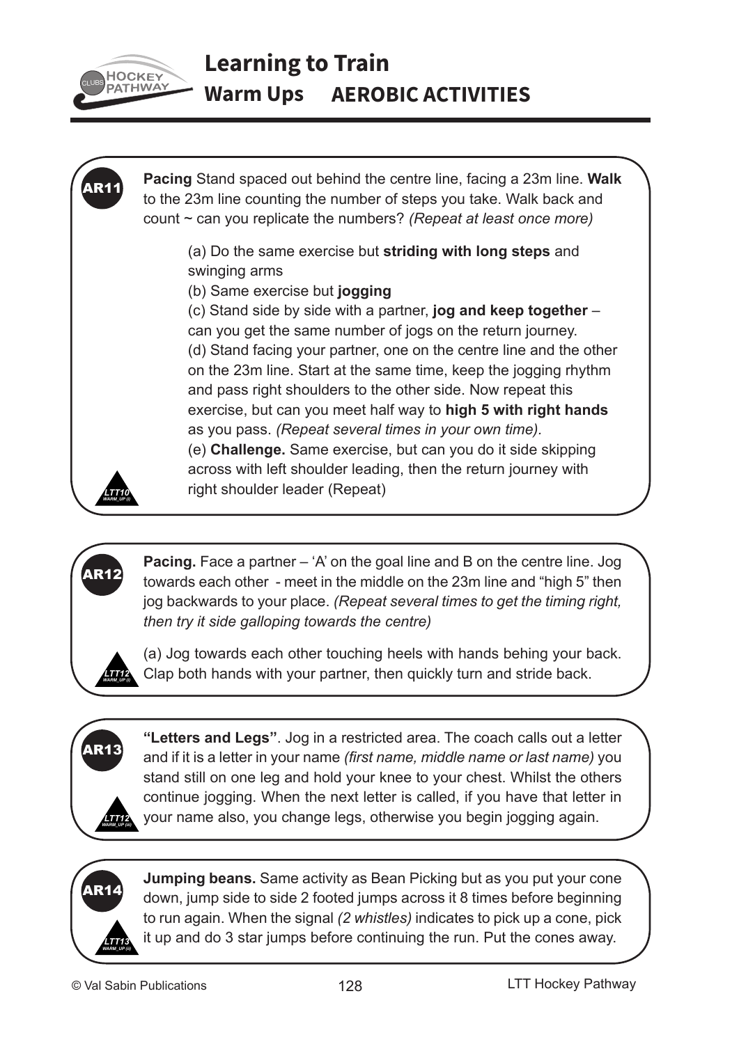# Learning to Train

## Warm Ups AEROBIC ACTIVITIES

**AR11**

**Pacing** Stand spaced out behind the centre line, facing a 23m line. **Walk** to the 23m line counting the number of steps you take. Walk back and count ~ can you replicate the numbers? *(Repeat at least once more)*

(a) Do the same exercise but **striding with long steps** and swinging arms
(b) Same exercise but **jogging**
(c) Stand side by side with a partner, **jog and keep together** – can you get the same number of jogs on the return journey.
(d) Stand facing your partner, one on the centre line and the other on the 23m line. Start at the same time, keep the jogging rhythm and pass right shoulders to the other side. Now repeat this exercise, but can you meet half way to **high 5 with right hands** as you pass. *(Repeat several times in your own time).*
(e) **Challenge.** Same exercise, but can you do it side skipping across with left shoulder leading, then the return journey with right shoulder leader (Repeat)

LTT10 WARM_UP (i)

**AR12**

**Pacing.** Face a partner – 'A' on the goal line and B on the centre line. Jog towards each other - meet in the middle on the 23m line and "high 5" then jog backwards to your place. *(Repeat several times to get the timing right, then try it side galloping towards the centre)*

(a) Jog towards each other touching heels with hands behing your back. Clap both hands with your partner, then quickly turn and stride back.

LTT12 WARM_UP (i)

**AR13**

**"Letters and Legs"**. Jog in a restricted area. The coach calls out a letter and if it is a letter in your name *(first name, middle name or last name)* you stand still on one leg and hold your knee to your chest. Whilst the others continue jogging. When the next letter is called, if you have that letter in your name also, you change legs, otherwise you begin jogging again.

LTT12 WARM_UP (iii)

**AR14**

**Jumping beans.** Same activity as Bean Picking but as you put your cone down, jump side to side 2 footed jumps across it 8 times before beginning to run again. When the signal *(2 whistles)* indicates to pick up a cone, pick it up and do 3 star jumps before continuing the run. Put the cones away.

LTT13 WARM_UP (ii)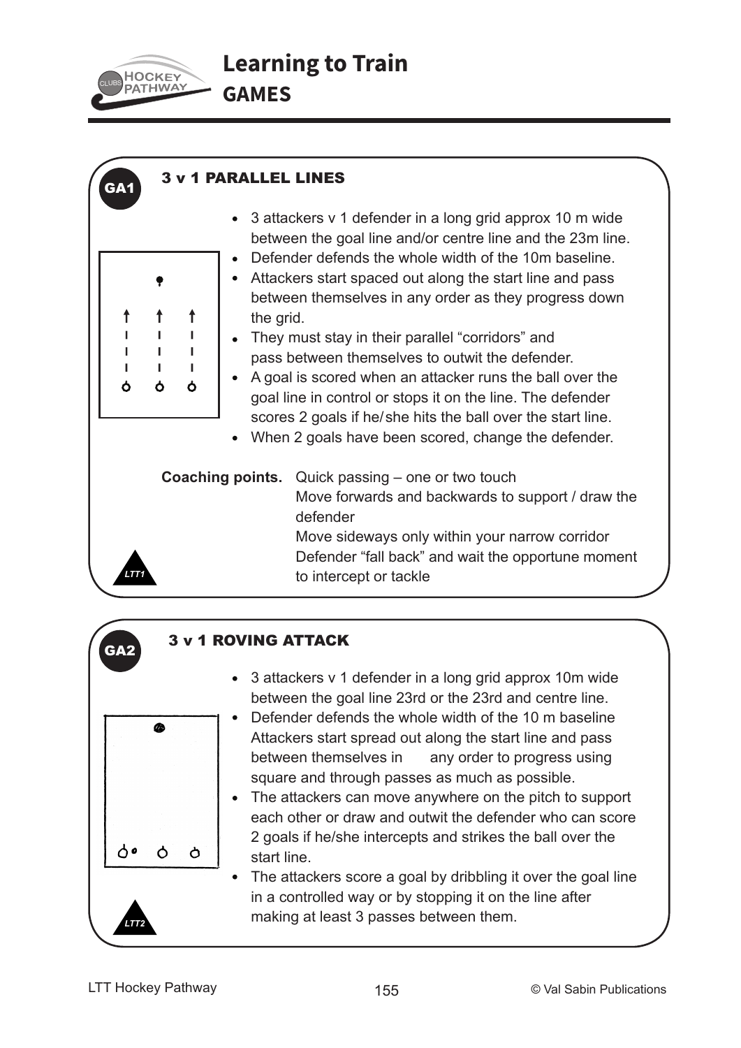# Learning to Train
## GAMES

### GA1 — 3 v 1 PARALLEL LINES

- 3 attackers v 1 defender in a long grid approx 10 m wide between the goal line and/or centre line and the 23m line.
- Defender defends the whole width of the 10m baseline.
- Attackers start spaced out along the start line and pass between themselves in any order as they progress down the grid.
- They must stay in their parallel "corridors" and pass between themselves to outwit the defender.
- A goal is scored when an attacker runs the ball over the goal line in control or stops it on the line. The defender scores 2 goals if he/she hits the ball over the start line.
- When 2 goals have been scored, change the defender.

**Coaching points.** Quick passing – one or two touch
Move forwards and backwards to support / draw the defender
Move sideways only within your narrow corridor
Defender "fall back" and wait the opportune moment to intercept or tackle

*LTT1*

### GA2 — 3 v 1 ROVING ATTACK

- 3 attackers v 1 defender in a long grid approx 10m wide between the goal line 23rd or the 23rd and centre line.
- Defender defends the whole width of the 10 m baseline Attackers start spread out along the start line and pass between themselves in any order to progress using square and through passes as much as possible.
- The attackers can move anywhere on the pitch to support each other or draw and outwit the defender who can score 2 goals if he/she intercepts and strikes the ball over the start line.
- The attackers score a goal by dribbling it over the goal line in a controlled way or by stopping it on the line after making at least 3 passes between them.

*LTT2*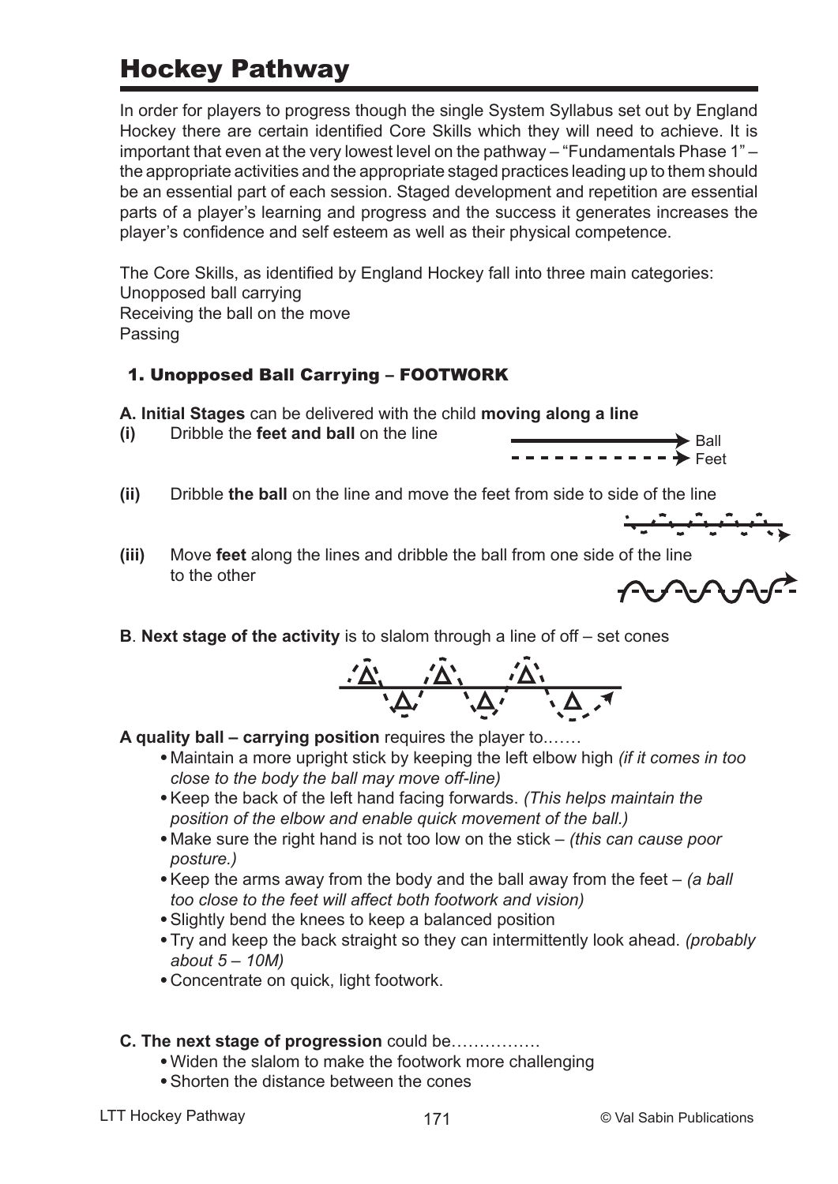# Hockey Pathway

In order for players to progress though the single System Syllabus set out by England Hockey there are certain identified Core Skills which they will need to achieve. It is important that even at the very lowest level on the pathway – "Fundamentals Phase 1" – the appropriate activities and the appropriate staged practices leading up to them should be an essential part of each session. Staged development and repetition are essential parts of a player's learning and progress and the success it generates increases the player's confidence and self esteem as well as their physical competence.

The Core Skills, as identified by England Hockey fall into three main categories:
Unopposed ball carrying
Receiving the ball on the move
Passing

## 1. Unopposed Ball Carrying – FOOTWORK

**A. Initial Stages** can be delivered with the child **moving along a line**

**(i)** Dribble the **feet and ball** on the line

Ball
Feet

**(ii)** Dribble **the ball** on the line and move the feet from side to side of the line

**(iii)** Move **feet** along the lines and dribble the ball from one side of the line to the other

**B**. **Next stage of the activity** is to slalom through a line of off – set cones

**A quality ball – carrying position** requires the player to.……

- Maintain a more upright stick by keeping the left elbow high *(if it comes in too close to the body the ball may move off-line)*
- Keep the back of the left hand facing forwards. *(This helps maintain the position of the elbow and enable quick movement of the ball.)*
- Make sure the right hand is not too low on the stick – *(this can cause poor posture.)*
- Keep the arms away from the body and the ball away from the feet – *(a ball too close to the feet will affect both footwork and vision)*
- Slightly bend the knees to keep a balanced position
- Try and keep the back straight so they can intermittently look ahead. *(probably about 5 – 10M)*
- Concentrate on quick, light footwork.

**C. The next stage of progression** could be…………….

- Widen the slalom to make the footwork more challenging
- Shorten the distance between the cones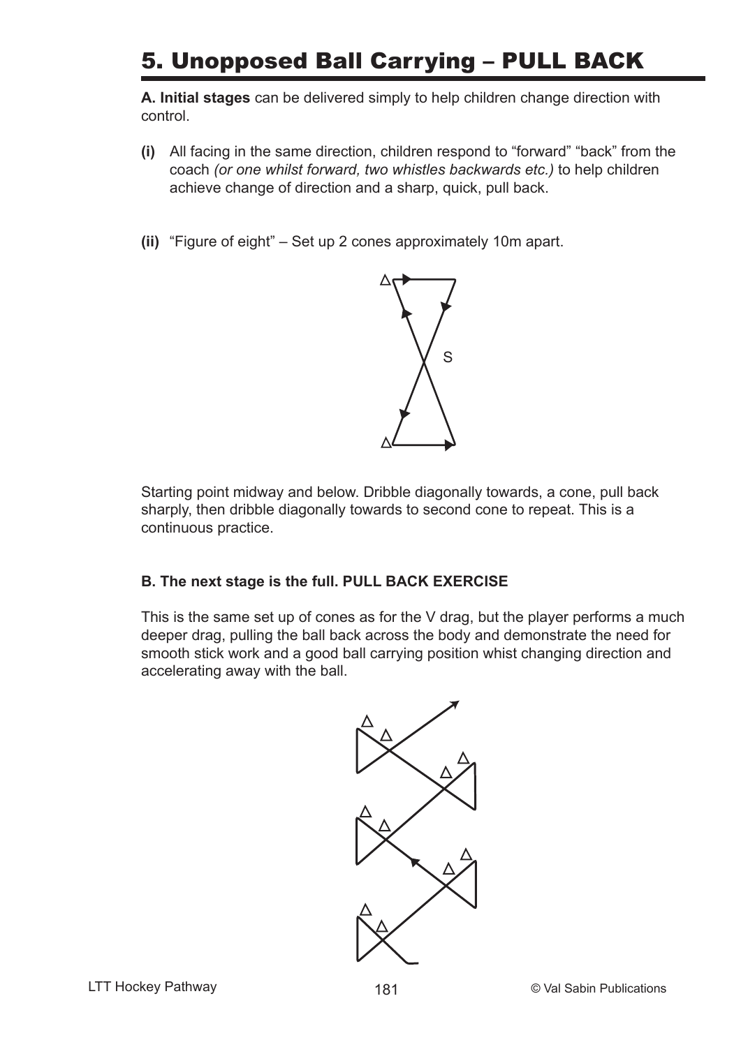# 5. Unopposed Ball Carrying – PULL BACK

**A. Initial stages** can be delivered simply to help children change direction with control.

**(i)** All facing in the same direction, children respond to “forward” “back” from the coach *(or one whilst forward, two whistles backwards etc.)* to help children achieve change of direction and a sharp, quick, pull back.

**(ii)** “Figure of eight” – Set up 2 cones approximately 10m apart.

Starting point midway and below. Dribble diagonally towards, a cone, pull back sharply, then dribble diagonally towards to second cone to repeat. This is a continuous practice.

**B. The next stage is the full. PULL BACK EXERCISE**

This is the same set up of cones as for the V drag, but the player performs a much deeper drag, pulling the ball back across the body and demonstrate the need for smooth stick work and a good ball carrying position whist changing direction and accelerating away with the ball.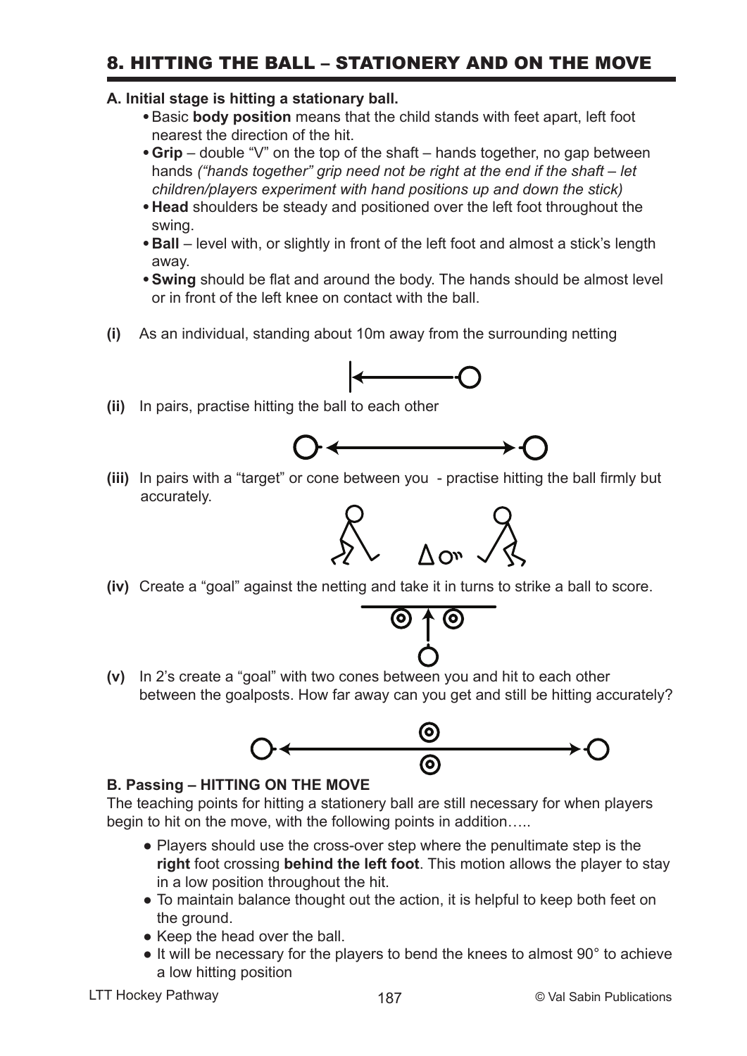## 8. HITTING THE BALL – STATIONERY AND ON THE MOVE

**A. Initial stage is hitting a stationary ball.**

- Basic **body position** means that the child stands with feet apart, left foot nearest the direction of the hit.
- **Grip** – double "V" on the top of the shaft – hands together, no gap between hands *("hands together" grip need not be right at the end if the shaft – let children/players experiment with hand positions up and down the stick)*
- **Head** shoulders be steady and positioned over the left foot throughout the swing.
- **Ball** – level with, or slightly in front of the left foot and almost a stick's length away.
- **Swing** should be flat and around the body. The hands should be almost level or in front of the left knee on contact with the ball.

**(i)** As an individual, standing about 10m away from the surrounding netting

**(ii)** In pairs, practise hitting the ball to each other

**(iii)** In pairs with a "target" or cone between you - practise hitting the ball firmly but accurately.

**(iv)** Create a "goal" against the netting and take it in turns to strike a ball to score.

**(v)** In 2's create a "goal" with two cones between you and hit to each other between the goalposts. How far away can you get and still be hitting accurately?

**B. Passing – HITTING ON THE MOVE**

The teaching points for hitting a stationery ball are still necessary for when players begin to hit on the move, with the following points in addition…..

- Players should use the cross-over step where the penultimate step is the **right** foot crossing **behind the left foot**. This motion allows the player to stay in a low position throughout the hit.
- To maintain balance thought out the action, it is helpful to keep both feet on the ground.
- Keep the head over the ball.
- It will be necessary for the players to bend the knees to almost 90° to achieve a low hitting position